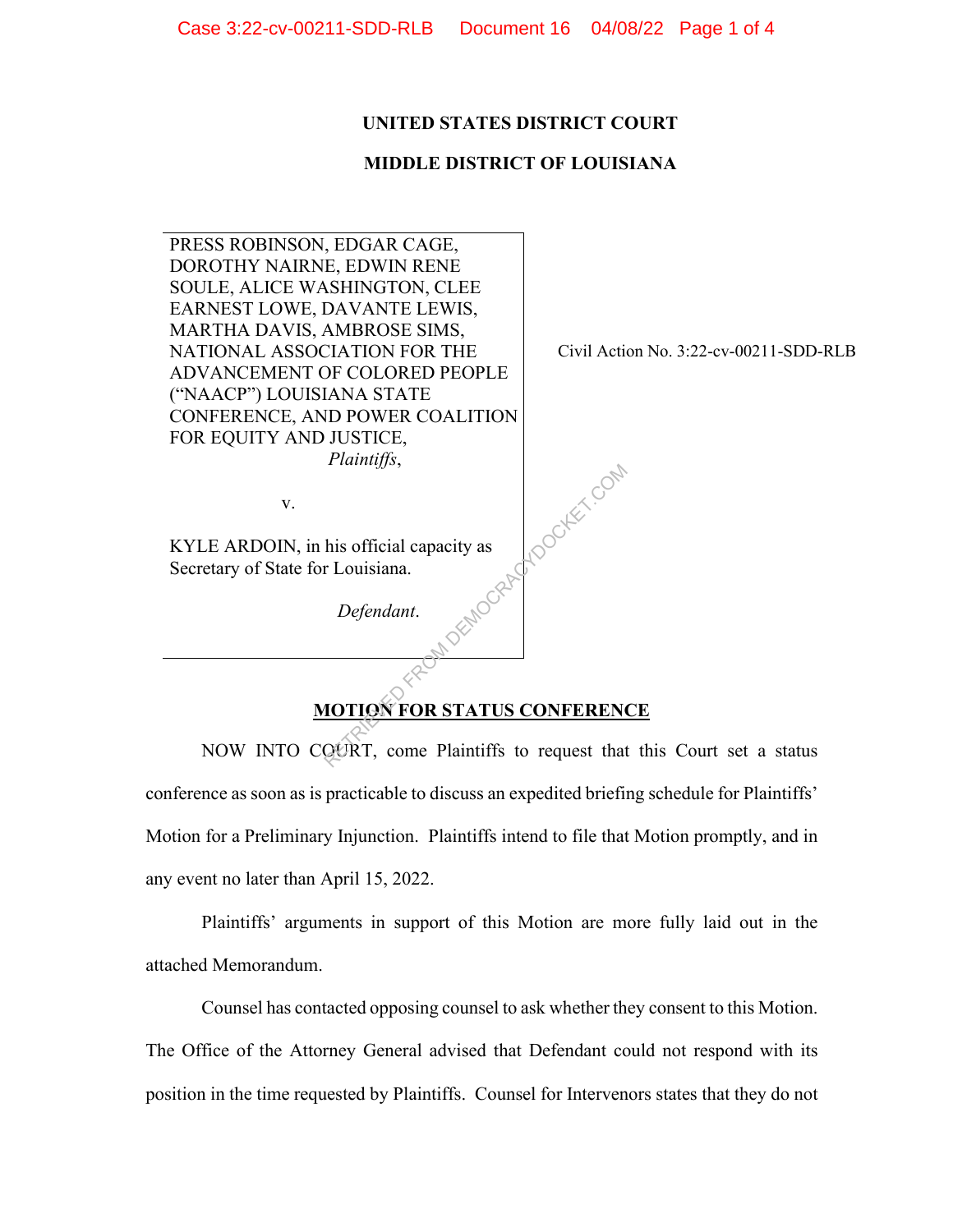**UNITED STATES DISTRICT COURT**

**MIDDLE DISTRICT OF LOUISIANA**

| | |
|---|---|
| PRESS ROBINSON, EDGAR CAGE, DOROTHY NAIRNE, EDWIN RENE SOULE, ALICE WASHINGTON, CLEE EARNEST LOWE, DAVANTE LEWIS, MARTHA DAVIS, AMBROSE SIMS, NATIONAL ASSOCIATION FOR THE ADVANCEMENT OF COLORED PEOPLE ("NAACP") LOUISIANA STATE CONFERENCE, AND POWER COALITION FOR EQUITY AND JUSTICE, *Plaintiffs*, | Civil Action No. 3:22-cv-00211-SDD-RLB |
| v. | |
| KYLE ARDOIN, in his official capacity as Secretary of State for Louisiana. *Defendant*. | |

**MOTION FOR STATUS CONFERENCE**

NOW INTO COURT, come Plaintiffs to request that this Court set a status conference as soon as is practicable to discuss an expedited briefing schedule for Plaintiffs' Motion for a Preliminary Injunction. Plaintiffs intend to file that Motion promptly, and in any event no later than April 15, 2022.

Plaintiffs' arguments in support of this Motion are more fully laid out in the attached Memorandum.

Counsel has contacted opposing counsel to ask whether they consent to this Motion. The Office of the Attorney General advised that Defendant could not respond with its position in the time requested by Plaintiffs. Counsel for Intervenors states that they do not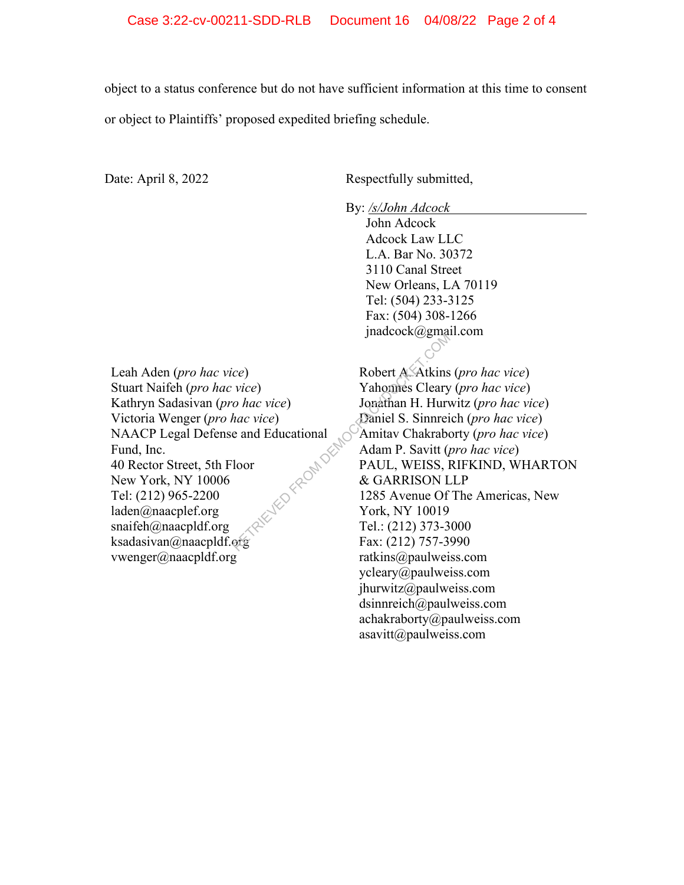object to a status conference but do not have sufficient information at this time to consent or object to Plaintiffs' proposed expedited briefing schedule.

Date: April 8, 2022

Respectfully submitted,

By: */s/John Adcock*
John Adcock
Adcock Law LLC
L.A. Bar No. 30372
3110 Canal Street
New Orleans, LA 70119
Tel: (504) 233-3125
Fax: (504) 308-1266
jnadcock@gmail.com

Leah Aden (*pro hac vice*)
Stuart Naifeh (*pro hac vice*)
Kathryn Sadasivan (*pro hac vice*)
Victoria Wenger (*pro hac vice*)
NAACP Legal Defense and Educational Fund, Inc.
40 Rector Street, 5th Floor
New York, NY 10006
Tel: (212) 965-2200
laden@naacplef.org
snaifeh@naacpldf.org
ksadasivan@naacpldf.org
vwenger@naacpldf.org

Robert A. Atkins (*pro hac vice*)
Yahonnes Cleary (*pro hac vice*)
Jonathan H. Hurwitz (*pro hac vice*)
Daniel S. Sinnreich (*pro hac vice*)
Amitav Chakraborty (*pro hac vice*)
Adam P. Savitt (*pro hac vice*)
PAUL, WEISS, RIFKIND, WHARTON & GARRISON LLP
1285 Avenue Of The Americas, New York, NY 10019
Tel.: (212) 373-3000
Fax: (212) 757-3990
ratkins@paulweiss.com
ycleary@paulweiss.com
jhurwitz@paulweiss.com
dsinnreich@paulweiss.com
achakraborty@paulweiss.com
asavitt@paulweiss.com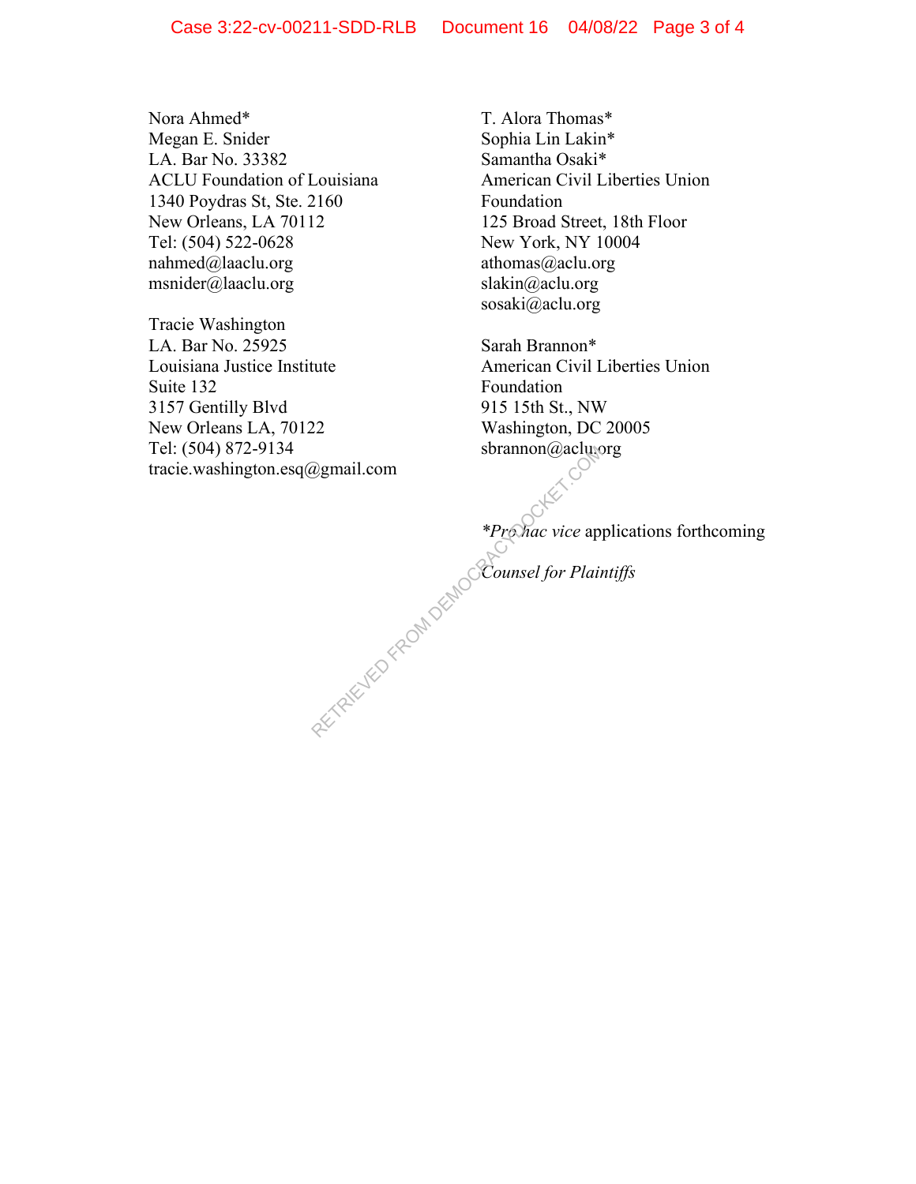Nora Ahmed*
Megan E. Snider
LA. Bar No. 33382
ACLU Foundation of Louisiana
1340 Poydras St, Ste. 2160
New Orleans, LA 70112
Tel: (504) 522-0628
nahmed@laaclu.org
msnider@laaclu.org

Tracie Washington
LA. Bar No. 25925
Louisiana Justice Institute
Suite 132
3157 Gentilly Blvd
New Orleans LA, 70122
Tel: (504) 872-9134
tracie.washington.esq@gmail.com

T. Alora Thomas*
Sophia Lin Lakin*
Samantha Osaki*
American Civil Liberties Union Foundation
125 Broad Street, 18th Floor
New York, NY 10004
athomas@aclu.org
slakin@aclu.org
sosaki@aclu.org

Sarah Brannon*
American Civil Liberties Union Foundation
915 15th St., NW
Washington, DC 20005
sbrannon@aclu.org

**Pro hac vice* applications forthcoming

*Counsel for Plaintiffs*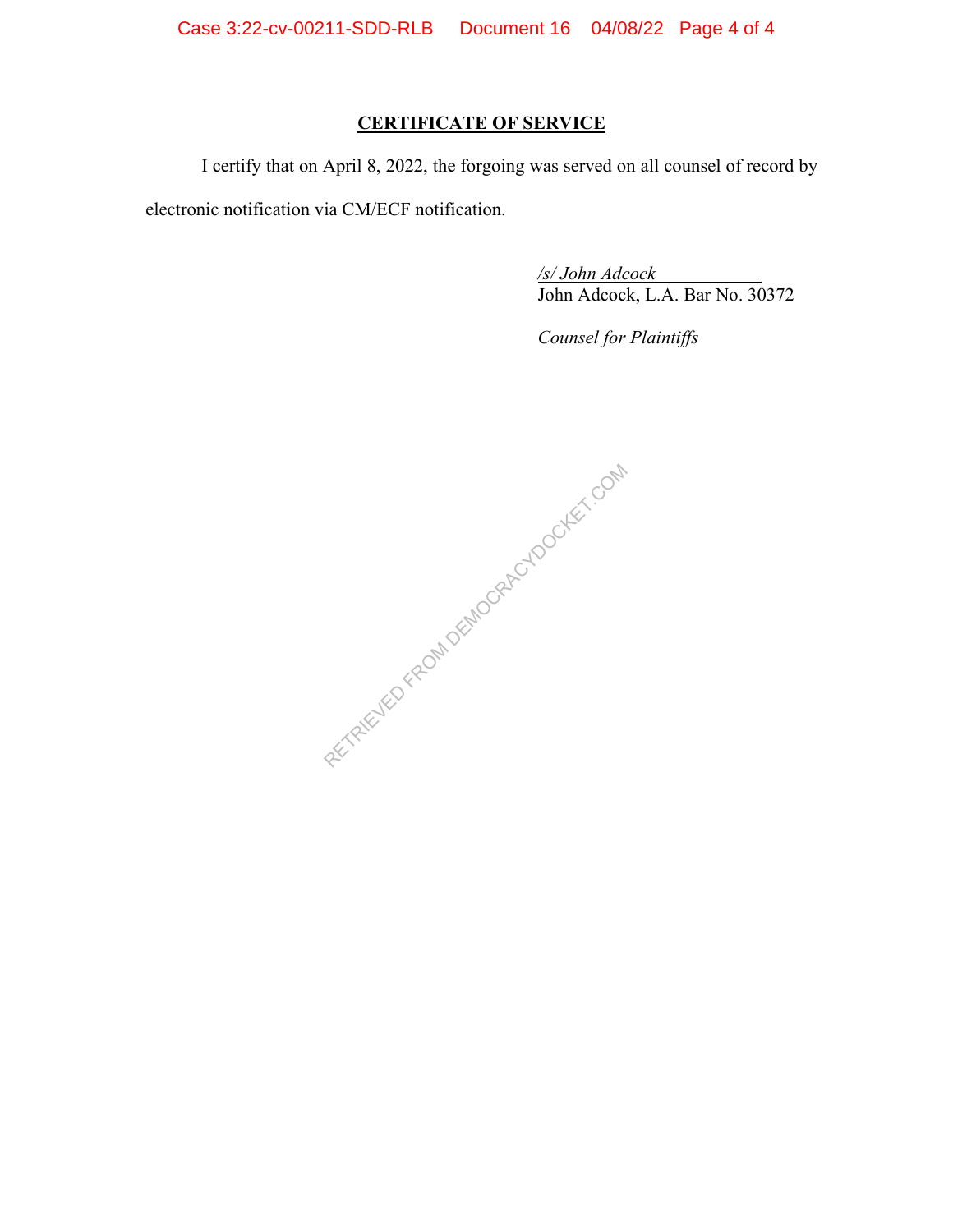## CERTIFICATE OF SERVICE

I certify that on April 8, 2022, the forgoing was served on all counsel of record by electronic notification via CM/ECF notification.

*/s/ John Adcock*
John Adcock, L.A. Bar No. 30372

*Counsel for Plaintiffs*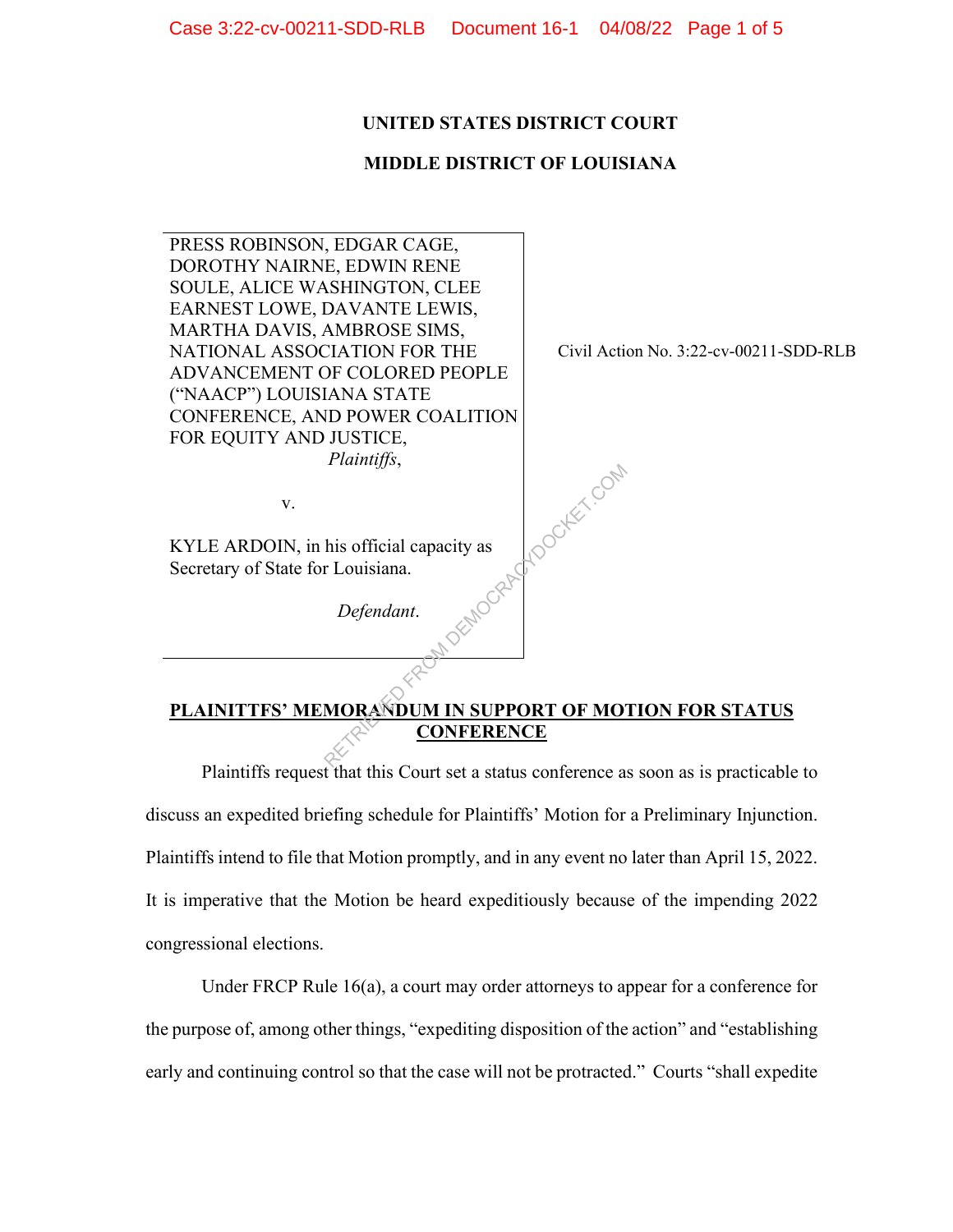**UNITED STATES DISTRICT COURT**

**MIDDLE DISTRICT OF LOUISIANA**

| | |
|---|---|
| PRESS ROBINSON, EDGAR CAGE, DOROTHY NAIRNE, EDWIN RENE SOULE, ALICE WASHINGTON, CLEE EARNEST LOWE, DAVANTE LEWIS, MARTHA DAVIS, AMBROSE SIMS, NATIONAL ASSOCIATION FOR THE ADVANCEMENT OF COLORED PEOPLE ("NAACP") LOUISIANA STATE CONFERENCE, AND POWER COALITION FOR EQUITY AND JUSTICE, *Plaintiffs*, <br><br> v. <br><br> KYLE ARDOIN, in his official capacity as Secretary of State for Louisiana. <br><br> *Defendant*. | Civil Action No. 3:22-cv-00211-SDD-RLB |

**PLAINITTFS' MEMORANDUM IN SUPPORT OF MOTION FOR STATUS CONFERENCE**

Plaintiffs request that this Court set a status conference as soon as is practicable to discuss an expedited briefing schedule for Plaintiffs' Motion for a Preliminary Injunction. Plaintiffs intend to file that Motion promptly, and in any event no later than April 15, 2022. It is imperative that the Motion be heard expeditiously because of the impending 2022 congressional elections.

Under FRCP Rule 16(a), a court may order attorneys to appear for a conference for the purpose of, among other things, "expediting disposition of the action" and "establishing early and continuing control so that the case will not be protracted." Courts "shall expedite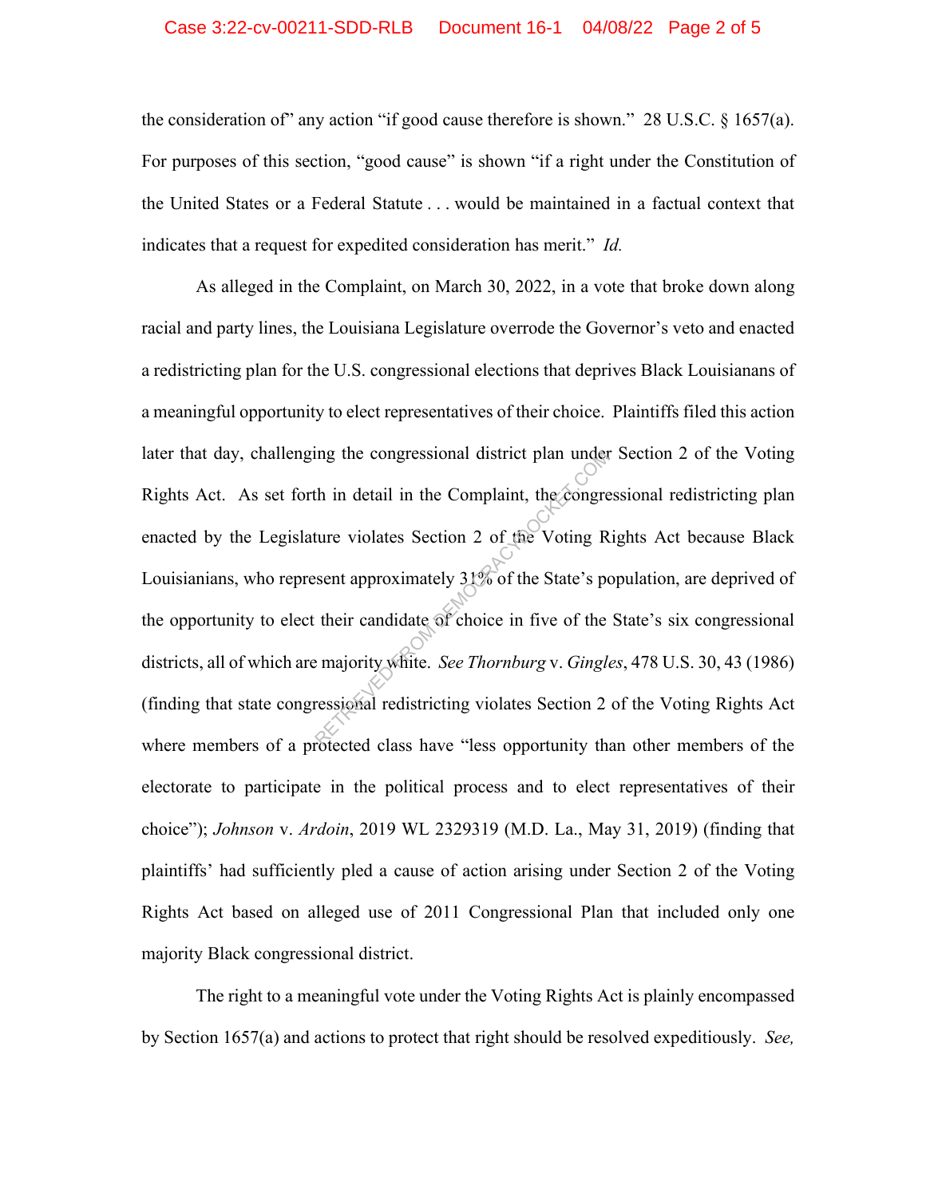the consideration of" any action "if good cause therefore is shown." 28 U.S.C. § 1657(a). For purposes of this section, "good cause" is shown "if a right under the Constitution of the United States or a Federal Statute . . . would be maintained in a factual context that indicates that a request for expedited consideration has merit." *Id.*

As alleged in the Complaint, on March 30, 2022, in a vote that broke down along racial and party lines, the Louisiana Legislature overrode the Governor's veto and enacted a redistricting plan for the U.S. congressional elections that deprives Black Louisianans of a meaningful opportunity to elect representatives of their choice. Plaintiffs filed this action later that day, challenging the congressional district plan under Section 2 of the Voting Rights Act. As set forth in detail in the Complaint, the congressional redistricting plan enacted by the Legislature violates Section 2 of the Voting Rights Act because Black Louisianians, who represent approximately 31% of the State's population, are deprived of the opportunity to elect their candidate of choice in five of the State's six congressional districts, all of which are majority white. *See Thornburg* v. *Gingles*, 478 U.S. 30, 43 (1986) (finding that state congressional redistricting violates Section 2 of the Voting Rights Act where members of a protected class have "less opportunity than other members of the electorate to participate in the political process and to elect representatives of their choice"); *Johnson* v. *Ardoin*, 2019 WL 2329319 (M.D. La., May 31, 2019) (finding that plaintiffs' had sufficiently pled a cause of action arising under Section 2 of the Voting Rights Act based on alleged use of 2011 Congressional Plan that included only one majority Black congressional district.

The right to a meaningful vote under the Voting Rights Act is plainly encompassed by Section 1657(a) and actions to protect that right should be resolved expeditiously. *See,*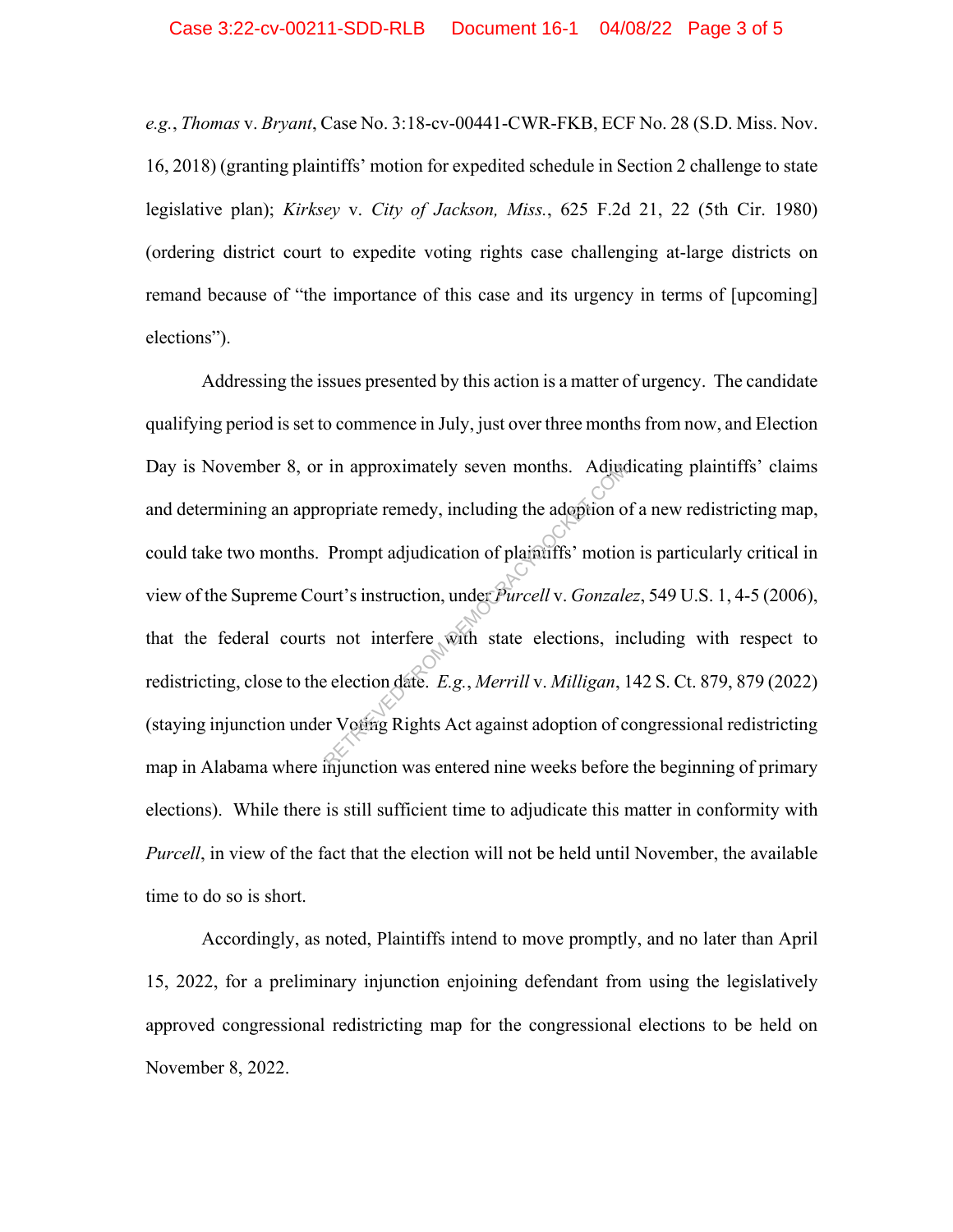*e.g.*, *Thomas* v. *Bryant*, Case No. 3:18-cv-00441-CWR-FKB, ECF No. 28 (S.D. Miss. Nov. 16, 2018) (granting plaintiffs' motion for expedited schedule in Section 2 challenge to state legislative plan); *Kirksey* v. *City of Jackson, Miss.*, 625 F.2d 21, 22 (5th Cir. 1980) (ordering district court to expedite voting rights case challenging at-large districts on remand because of "the importance of this case and its urgency in terms of [upcoming] elections").

Addressing the issues presented by this action is a matter of urgency. The candidate qualifying period is set to commence in July, just over three months from now, and Election Day is November 8, or in approximately seven months. Adjudicating plaintiffs' claims and determining an appropriate remedy, including the adoption of a new redistricting map, could take two months. Prompt adjudication of plaintiffs' motion is particularly critical in view of the Supreme Court's instruction, under *Purcell* v. *Gonzalez*, 549 U.S. 1, 4-5 (2006), that the federal courts not interfere with state elections, including with respect to redistricting, close to the election date. *E.g.*, *Merrill* v. *Milligan*, 142 S. Ct. 879, 879 (2022) (staying injunction under Voting Rights Act against adoption of congressional redistricting map in Alabama where injunction was entered nine weeks before the beginning of primary elections). While there is still sufficient time to adjudicate this matter in conformity with *Purcell*, in view of the fact that the election will not be held until November, the available time to do so is short.

Accordingly, as noted, Plaintiffs intend to move promptly, and no later than April 15, 2022, for a preliminary injunction enjoining defendant from using the legislatively approved congressional redistricting map for the congressional elections to be held on November 8, 2022.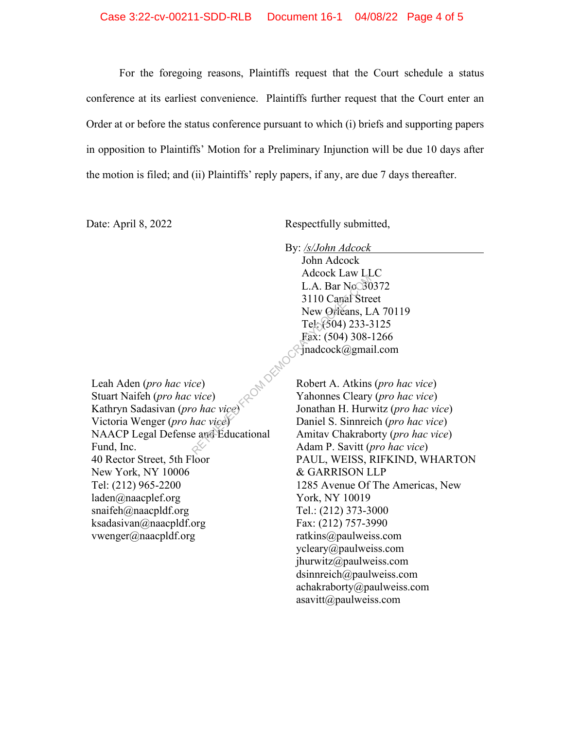For the foregoing reasons, Plaintiffs request that the Court schedule a status conference at its earliest convenience. Plaintiffs further request that the Court enter an Order at or before the status conference pursuant to which (i) briefs and supporting papers in opposition to Plaintiffs' Motion for a Preliminary Injunction will be due 10 days after the motion is filed; and (ii) Plaintiffs' reply papers, if any, are due 7 days thereafter.

Date: April 8, 2022

Respectfully submitted,

By: /s/John Adcock
John Adcock
Adcock Law LLC
L.A. Bar No. 30372
3110 Canal Street
New Orleans, LA 70119
Tel: (504) 233-3125
Fax: (504) 308-1266
jnadcock@gmail.com

Leah Aden (*pro hac vice*)
Stuart Naifeh (*pro hac vice*)
Kathryn Sadasivan (*pro hac vice*)
Victoria Wenger (*pro hac vice*)
NAACP Legal Defense and Educational Fund, Inc.
40 Rector Street, 5th Floor
New York, NY 10006
Tel: (212) 965-2200
laden@naacplef.org
snaifeh@naacpldf.org
ksadasivan@naacpldf.org
vwenger@naacpldf.org

Robert A. Atkins (*pro hac vice*)
Yahonnes Cleary (*pro hac vice*)
Jonathan H. Hurwitz (*pro hac vice*)
Daniel S. Sinnreich (*pro hac vice*)
Amitav Chakraborty (*pro hac vice*)
Adam P. Savitt (*pro hac vice*)
PAUL, WEISS, RIFKIND, WHARTON & GARRISON LLP
1285 Avenue Of The Americas, New York, NY 10019
Tel.: (212) 373-3000
Fax: (212) 757-3990
ratkins@paulweiss.com
ycleary@paulweiss.com
jhurwitz@paulweiss.com
dsinnreich@paulweiss.com
achakraborty@paulweiss.com
asavitt@paulweiss.com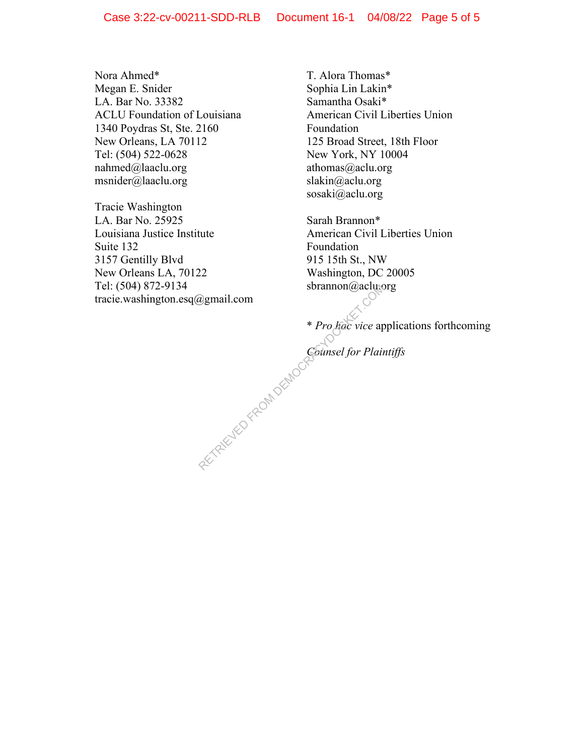Nora Ahmed*
Megan E. Snider
LA. Bar No. 33382
ACLU Foundation of Louisiana
1340 Poydras St, Ste. 2160
New Orleans, LA 70112
Tel: (504) 522-0628
nahmed@laaclu.org
msnider@laaclu.org

Tracie Washington
LA. Bar No. 25925
Louisiana Justice Institute
Suite 132
3157 Gentilly Blvd
New Orleans LA, 70122
Tel: (504) 872-9134
tracie.washington.esq@gmail.com

T. Alora Thomas*
Sophia Lin Lakin*
Samantha Osaki*
American Civil Liberties Union Foundation
125 Broad Street, 18th Floor
New York, NY 10004
athomas@aclu.org
slakin@aclu.org
sosaki@aclu.org

Sarah Brannon*
American Civil Liberties Union Foundation
915 15th St., NW
Washington, DC 20005
sbrannon@aclu.org

* *Pro hac vice* applications forthcoming

*Counsel for Plaintiffs*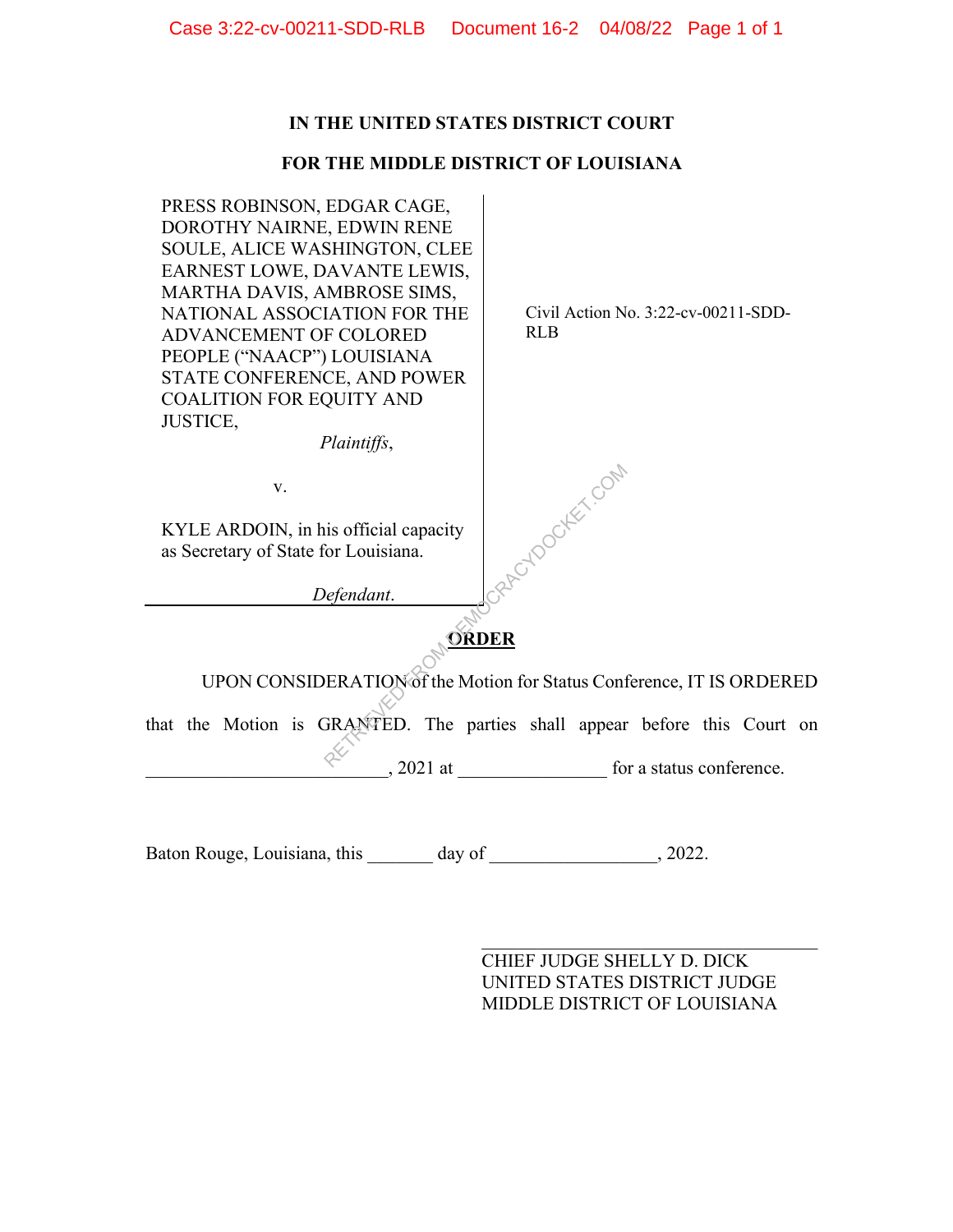**IN THE UNITED STATES DISTRICT COURT**

**FOR THE MIDDLE DISTRICT OF LOUISIANA**

| | |
|---|---|
| PRESS ROBINSON, EDGAR CAGE, DOROTHY NAIRNE, EDWIN RENE SOULE, ALICE WASHINGTON, CLEE EARNEST LOWE, DAVANTE LEWIS, MARTHA DAVIS, AMBROSE SIMS, NATIONAL ASSOCIATION FOR THE ADVANCEMENT OF COLORED PEOPLE ("NAACP") LOUISIANA STATE CONFERENCE, AND POWER COALITION FOR EQUITY AND JUSTICE, *Plaintiffs*, | Civil Action No. 3:22-cv-00211-SDD-RLB |
| v. | |
| KYLE ARDOIN, in his official capacity as Secretary of State for Louisiana. *Defendant*. | |

**ORDER**

UPON CONSIDERATION of the Motion for Status Conference, IT IS ORDERED that the Motion is GRANTED. The parties shall appear before this Court on __________________________, 2021 at ________________ for a status conference.

Baton Rouge, Louisiana, this _______ day of _________________, 2022.

___________________________________
CHIEF JUDGE SHELLY D. DICK
UNITED STATES DISTRICT JUDGE
MIDDLE DISTRICT OF LOUISIANA